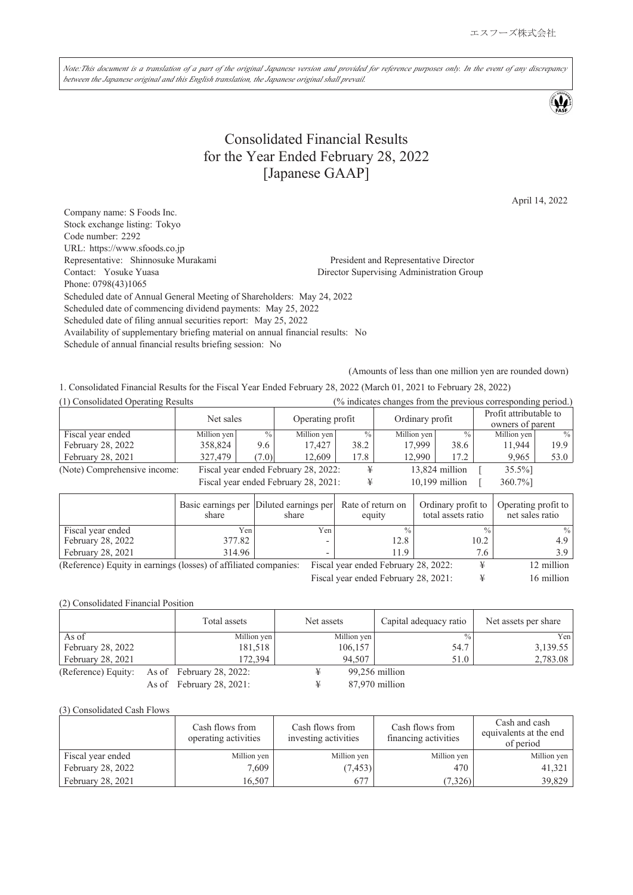エスフーズ株式会社

*Note:This document is a translation of a part of the original Japanese version and provided for reference purposes only. In the event of any discrepancy between the Japanese original and this English translation, the Japanese original shall prevail.*

# Consolidated Financial Results for the Year Ended February 28, 2022 [Japanese GAAP]

April 14, 2022

Company name: S Foods Inc.
Stock exchange listing: Tokyo
Code number: 2292
URL: https://www.sfoods.co.jp
Representative: Shinnosuke Murakami President and Representative Director
Contact: Yosuke Yuasa Director Supervising Administration Group
Phone: 0798(43)1065
Scheduled date of Annual General Meeting of Shareholders: May 24, 2022
Scheduled date of commencing dividend payments: May 25, 2022
Scheduled date of filing annual securities report: May 25, 2022
Availability of supplementary briefing material on annual financial results: No
Schedule of annual financial results briefing session: No

(Amounts of less than one million yen are rounded down)

1. Consolidated Financial Results for the Fiscal Year Ended February 28, 2022 (March 01, 2021 to February 28, 2022)

(1) Consolidated Operating Results (% indicates changes from the previous corresponding period.)

| | Net sales | | Operating profit | | Ordinary profit | | Profit attributable to owners of parent | |
|---|---|---|---|---|---|---|---|---|
| Fiscal year ended | Million yen | % | Million yen | % | Million yen | % | Million yen | % |
| February 28, 2022 | 358,824 | 9.6 | 17,427 | 38.2 | 17,999 | 38.6 | 11,944 | 19.9 |
| February 28, 2021 | 327,479 | (7.0) | 12,609 | 17.8 | 12,990 | 17.2 | 9,965 | 53.0 |

(Note) Comprehensive income: Fiscal year ended February 28, 2022: ¥ 13,824 million [ 35.5%]
Fiscal year ended February 28, 2021: ¥ 10,199 million [ 360.7%]

| | Basic earnings per share | Diluted earnings per share | Rate of return on equity | Ordinary profit to total assets ratio | Operating profit to net sales ratio |
|---|---|---|---|---|---|
| Fiscal year ended | Yen | Yen | % | % | % |
| February 28, 2022 | 377.82 | - | 12.8 | 10.2 | 4.9 |
| February 28, 2021 | 314.96 | - | 11.9 | 7.6 | 3.9 |

(Reference) Equity in earnings (losses) of affiliated companies: Fiscal year ended February 28, 2022: ¥ 12 million
Fiscal year ended February 28, 2021: ¥ 16 million

(2) Consolidated Financial Position

| | Total assets | Net assets | Capital adequacy ratio | Net assets per share |
|---|---|---|---|---|
| As of | Million yen | Million yen | % | Yen |
| February 28, 2022 | 181,518 | 106,157 | 54.7 | 3,139.55 |
| February 28, 2021 | 172,394 | 94,507 | 51.0 | 2,783.08 |

(Reference) Equity: As of February 28, 2022: ¥ 99,256 million
As of February 28, 2021: ¥ 87,970 million

(3) Consolidated Cash Flows

| | Cash flows from operating activities | Cash flows from investing activities | Cash flows from financing activities | Cash and cash equivalents at the end of period |
|---|---|---|---|---|
| Fiscal year ended | Million yen | Million yen | Million yen | Million yen |
| February 28, 2022 | 7,609 | (7,453) | 470 | 41,321 |
| February 28, 2021 | 16,507 | 677 | (7,326) | 39,829 |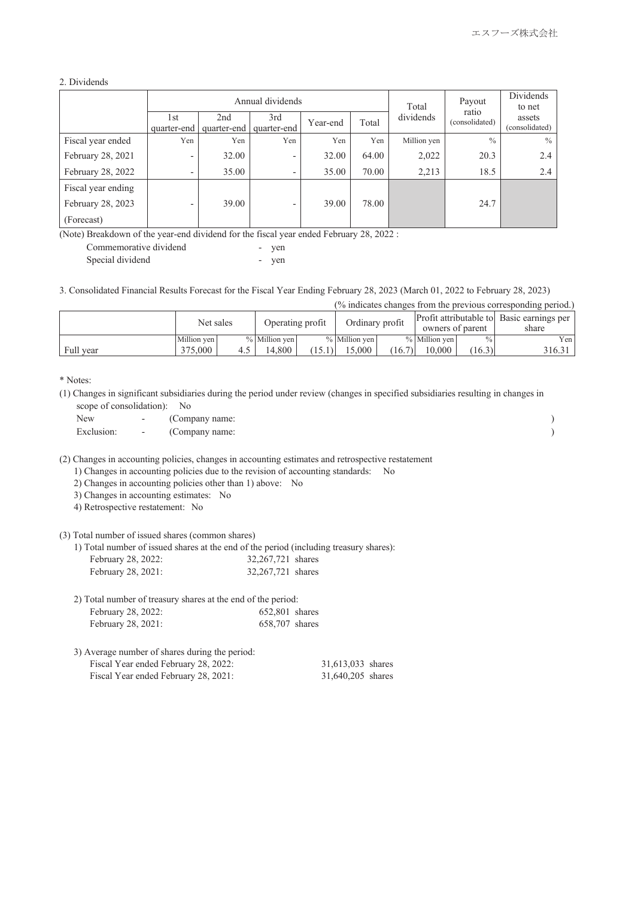## 2. Dividends

| | Annual dividends | | | | | Total dividends | Payout ratio (consolidated) | Dividends to net assets (consolidated) |
|---|---|---|---|---|---|---|---|---|
| | 1st quarter-end | 2nd quarter-end | 3rd quarter-end | Year-end | Total | | | |
| Fiscal year ended | Yen | Yen | Yen | Yen | Yen | Million yen | % | % |
| February 28, 2021 | - | 32.00 | - | 32.00 | 64.00 | 2,022 | 20.3 | 2.4 |
| February 28, 2022 | - | 35.00 | - | 35.00 | 70.00 | 2,213 | 18.5 | 2.4 |
| Fiscal year ending February 28, 2023 (Forecast) | - | 39.00 | - | 39.00 | 78.00 | | 24.7 | |

(Note) Breakdown of the year-end dividend for the fiscal year ended February 28, 2022 :

Commemorative dividend - yen
Special dividend - yen

## 3. Consolidated Financial Results Forecast for the Fiscal Year Ending February 28, 2023 (March 01, 2022 to February 28, 2023)

(% indicates changes from the previous corresponding period.)

| | Net sales | | Operating profit | | Ordinary profit | | Profit attributable to owners of parent | | Basic earnings per share |
|---|---|---|---|---|---|---|---|---|---|
| | Million yen | % | Million yen | % | Million yen | % | Million yen | % | Yen |
| Full year | 375,000 | 4.5 | 14,800 | (15.1) | 15,000 | (16.7) | 10,000 | (16.3) | 316.31 |

\* Notes:

(1) Changes in significant subsidiaries during the period under review (changes in specified subsidiaries resulting in changes in scope of consolidation): No

New - (Company name: )
Exclusion: - (Company name: )

(2) Changes in accounting policies, changes in accounting estimates and retrospective restatement

1) Changes in accounting policies due to the revision of accounting standards: No
2) Changes in accounting policies other than 1) above: No
3) Changes in accounting estimates: No
4) Retrospective restatement: No

(3) Total number of issued shares (common shares)

1) Total number of issued shares at the end of the period (including treasury shares):

February 28, 2022: 32,267,721 shares
February 28, 2021: 32,267,721 shares

2) Total number of treasury shares at the end of the period:

February 28, 2022: 652,801 shares
February 28, 2021: 658,707 shares

3) Average number of shares during the period:

Fiscal Year ended February 28, 2022: 31,613,033 shares
Fiscal Year ended February 28, 2021: 31,640,205 shares